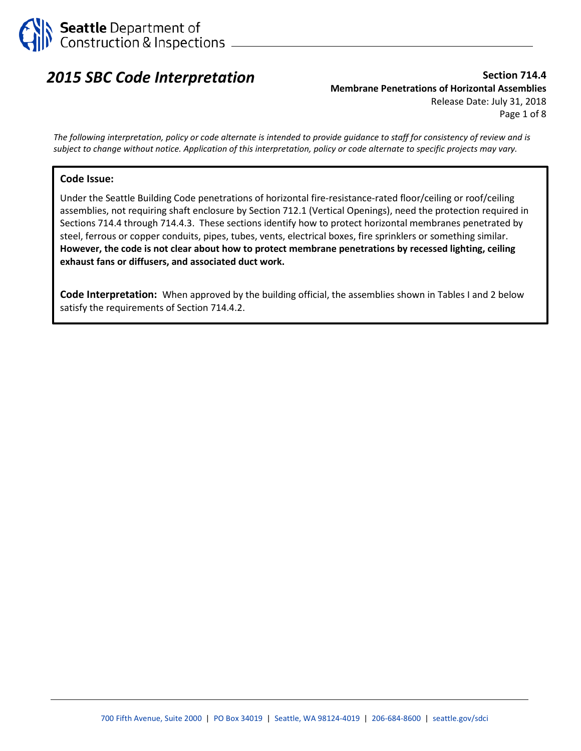Seattle Department of Construction & Inspections

# 2015 SBC Code Interpretation

**Section 714.4**
**Membrane Penetrations of Horizontal Assemblies**
Release Date: July 31, 2018

*The following interpretation, policy or code alternate is intended to provide guidance to staff for consistency of review and is subject to change without notice. Application of this interpretation, policy or code alternate to specific projects may vary.*

**Code Issue:**

Under the Seattle Building Code penetrations of horizontal fire-resistance-rated floor/ceiling or roof/ceiling assemblies, not requiring shaft enclosure by Section 712.1 (Vertical Openings), need the protection required in Sections 714.4 through 714.4.3. These sections identify how to protect horizontal membranes penetrated by steel, ferrous or copper conduits, pipes, tubes, vents, electrical boxes, fire sprinklers or something similar. **However, the code is not clear about how to protect membrane penetrations by recessed lighting, ceiling exhaust fans or diffusers, and associated duct work.**

**Code Interpretation:** When approved by the building official, the assemblies shown in Tables I and 2 below satisfy the requirements of Section 714.4.2.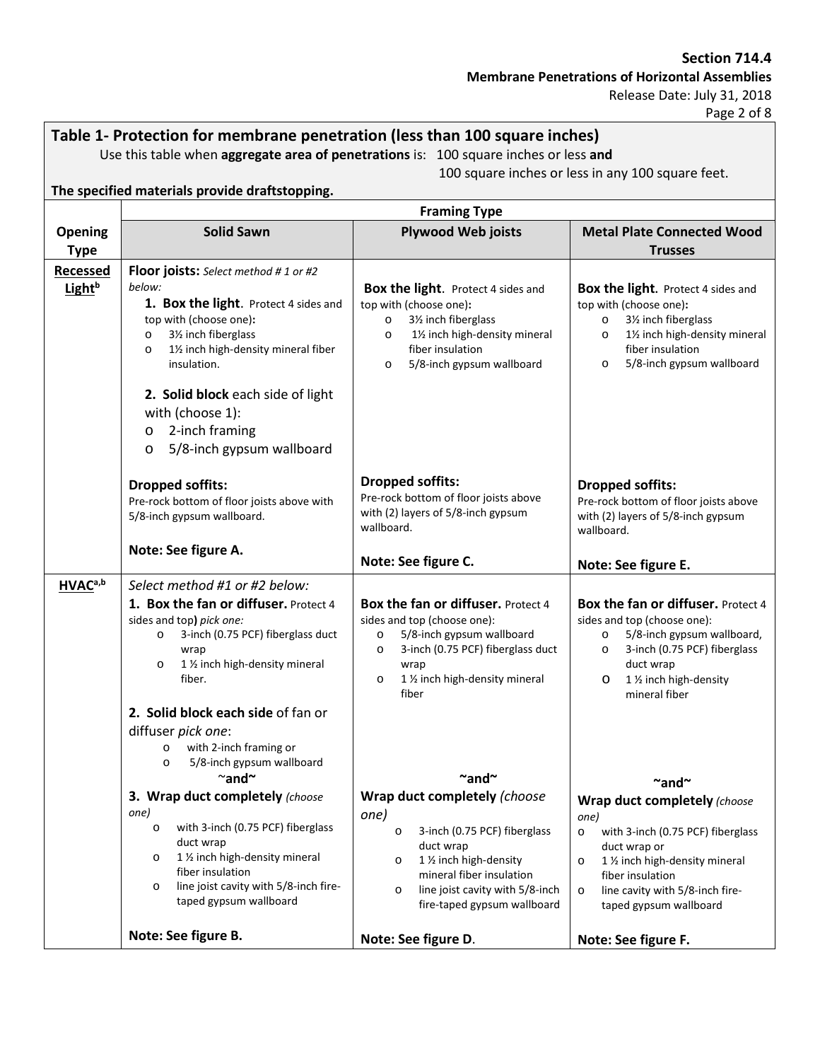## Table 1- Protection for membrane penetration (less than 100 square inches)

Use this table when **aggregate area of penetrations** is: 100 square inches or less **and** 100 square inches or less in any 100 square feet.

**The specified materials provide draftstopping.**

| Opening Type | Framing Type | | |
|---|---|---|---|
| | **Solid Sawn** | **Plywood Web joists** | **Metal Plate Connected Wood Trusses** |
| **Recessed Light**[b] | **Floor joists:** *Select method # 1 or #2 below:*<br>**1. Box the light**. Protect 4 sides and top with (choose one)**:**<br>o 3½ inch fiberglass<br>o 1½ inch high-density mineral fiber insulation.<br><br>**2. Solid block** each side of light with (choose 1):<br>o 2-inch framing<br>o 5/8-inch gypsum wallboard<br><br>**Dropped soffits:**<br>Pre-rock bottom of floor joists above with 5/8-inch gypsum wallboard.<br><br>**Note: See figure A.** | **Box the light**. Protect 4 sides and top with (choose one)**:**<br>o 3½ inch fiberglass<br>o 1½ inch high-density mineral fiber insulation<br>o 5/8-inch gypsum wallboard<br><br>**Dropped soffits:**<br>Pre-rock bottom of floor joists above with (2) layers of 5/8-inch gypsum wallboard.<br><br>**Note: See figure C.** | **Box the light.** Protect 4 sides and top with (choose one)**:**<br>o 3½ inch fiberglass<br>o 1½ inch high-density mineral fiber insulation<br>o 5/8-inch gypsum wallboard<br><br>**Dropped soffits:**<br>Pre-rock bottom of floor joists above with (2) layers of 5/8-inch gypsum wallboard.<br><br>**Note: See figure E.** |
| **HVAC**[a,b] | *Select method #1 or #2 below:*<br>**1. Box the fan or diffuser.** Protect 4 sides and top**)** *pick one:*<br>o 3-inch (0.75 PCF) fiberglass duct wrap<br>o 1 ½ inch high-density mineral fiber.<br><br>**2. Solid block each side** of fan or diffuser *pick one*:<br>o with 2-inch framing or<br>o 5/8-inch gypsum wallboard<br>~**and**~<br>**3. Wrap duct completely** *(choose one)*<br>o with 3-inch (0.75 PCF) fiberglass duct wrap<br>o 1 ½ inch high-density mineral fiber insulation<br>o line joist cavity with 5/8-inch fire-taped gypsum wallboard<br><br>**Note: See figure B.** | **Box the fan or diffuser.** Protect 4 sides and top (choose one):<br>o 5/8-inch gypsum wallboard<br>o 3-inch (0.75 PCF) fiberglass duct wrap<br>o 1 ½ inch high-density mineral fiber<br><br>~**and**~<br>**Wrap duct completely** *(choose one)*<br>o 3-inch (0.75 PCF) fiberglass duct wrap<br>o 1 ½ inch high-density mineral fiber insulation<br>o line joist cavity with 5/8-inch fire-taped gypsum wallboard<br><br>**Note: See figure D**. | **Box the fan or diffuser.** Protect 4 sides and top (choose one):<br>o 5/8-inch gypsum wallboard,<br>o 3-inch (0.75 PCF) fiberglass duct wrap<br>o 1 ½ inch high-density mineral fiber<br><br>~**and**~<br>**Wrap duct completely** *(choose one)*<br>o with 3-inch (0.75 PCF) fiberglass duct wrap or<br>o 1 ½ inch high-density mineral fiber insulation<br>o line cavity with 5/8-inch fire-taped gypsum wallboard<br><br>**Note: See figure F.** |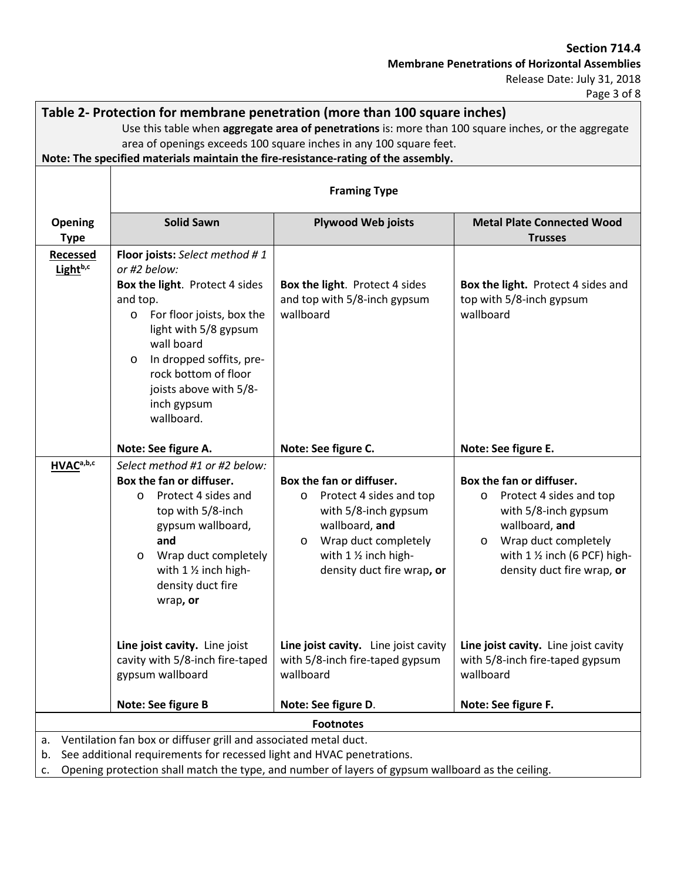## Table 2- Protection for membrane penetration (more than 100 square inches)

Use this table when **aggregate area of penetrations** is: more than 100 square inches, or the aggregate area of openings exceeds 100 square inches in any 100 square feet.

**Note: The specified materials maintain the fire-resistance-rating of the assembly.**

| | **Framing Type** | | |
|---|---|---|---|
| **Opening Type** | **Solid Sawn** | **Plywood Web joists** | **Metal Plate Connected Wood Trusses** |
| **Recessed Light**[b,c] | **Floor joists:** *Select method # 1 or #2 below:*<br>**Box the light**. Protect 4 sides and top.<br>o For floor joists, box the light with 5/8 gypsum wall board<br>o In dropped soffits, pre-rock bottom of floor joists above with 5/8-inch gypsum wallboard.<br><br>**Note: See figure A.** | **Box the light**. Protect 4 sides and top with 5/8-inch gypsum wallboard<br><br>**Note: See figure C.** | **Box the light.** Protect 4 sides and top with 5/8-inch gypsum wallboard<br><br>**Note: See figure E.** |
| **HVAC**[a,b,c] | *Select method #1 or #2 below:*<br>**Box the fan or diffuser.**<br>o Protect 4 sides and top with 5/8-inch gypsum wallboard, **and**<br>o Wrap duct completely with 1 ½ inch high-density duct fire wrap**, or**<br><br>**Line joist cavity.** Line joist cavity with 5/8-inch fire-taped gypsum wallboard<br><br>**Note: See figure B** | **Box the fan or diffuser.**<br>o Protect 4 sides and top with 5/8-inch gypsum wallboard, **and**<br>o Wrap duct completely with 1 ½ inch high-density duct fire wrap**, or**<br><br>**Line joist cavity.** Line joist cavity with 5/8-inch fire-taped gypsum wallboard<br><br>**Note: See figure D**. | **Box the fan or diffuser.**<br>o Protect 4 sides and top with 5/8-inch gypsum wallboard, **and**<br>o Wrap duct completely with 1 ½ inch (6 PCF) high-density duct fire wrap, **or**<br><br>**Line joist cavity.** Line joist cavity with 5/8-inch fire-taped gypsum wallboard<br><br>**Note: See figure F.** |

**Footnotes**

a. Ventilation fan box or diffuser grill and associated metal duct.
b. See additional requirements for recessed light and HVAC penetrations.
c. Opening protection shall match the type, and number of layers of gypsum wallboard as the ceiling.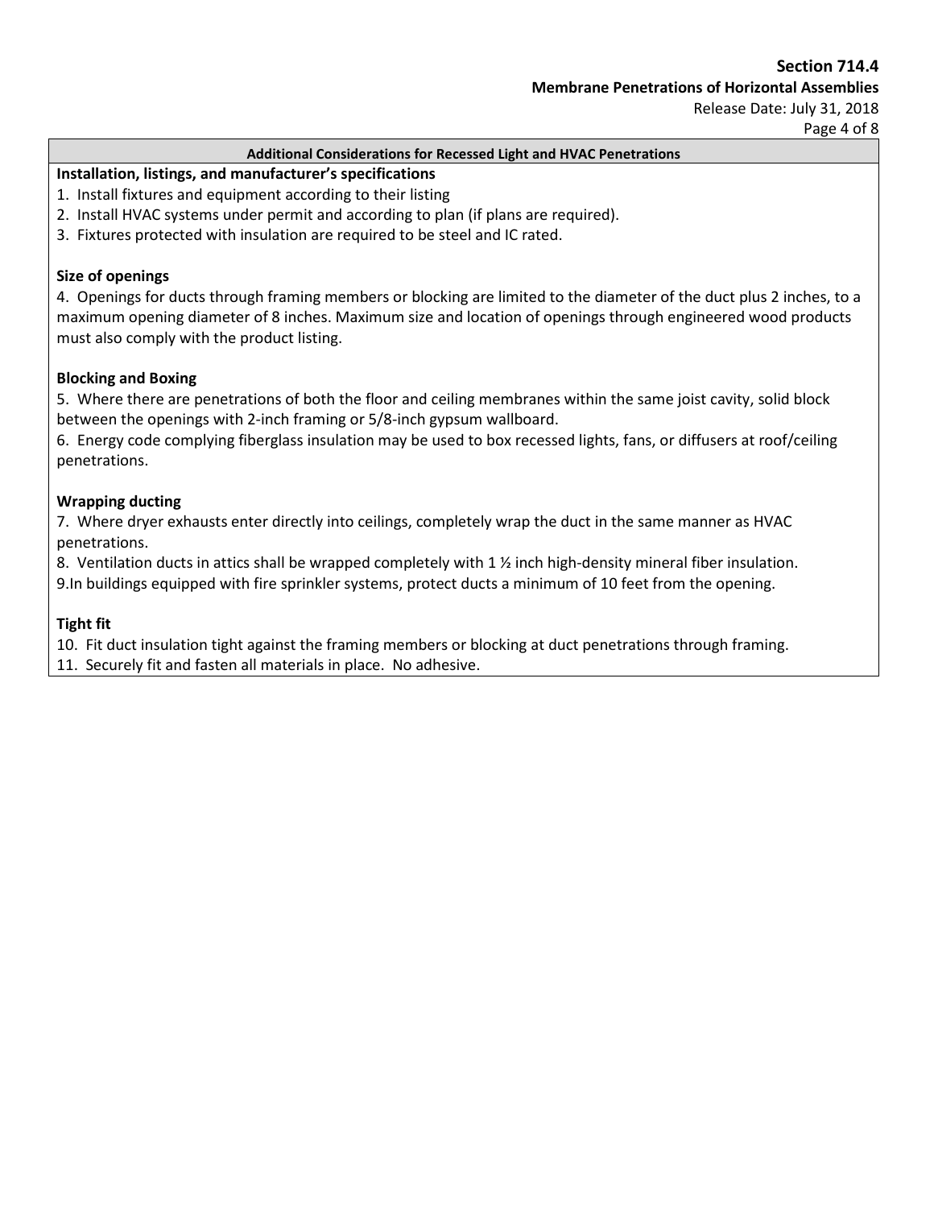## Additional Considerations for Recessed Light and HVAC Penetrations

**Installation, listings, and manufacturer's specifications**

1. Install fixtures and equipment according to their listing
2. Install HVAC systems under permit and according to plan (if plans are required).
3. Fixtures protected with insulation are required to be steel and IC rated.

**Size of openings**

4. Openings for ducts through framing members or blocking are limited to the diameter of the duct plus 2 inches, to a maximum opening diameter of 8 inches. Maximum size and location of openings through engineered wood products must also comply with the product listing.

**Blocking and Boxing**

5. Where there are penetrations of both the floor and ceiling membranes within the same joist cavity, solid block between the openings with 2-inch framing or 5/8-inch gypsum wallboard.
6. Energy code complying fiberglass insulation may be used to box recessed lights, fans, or diffusers at roof/ceiling penetrations.

**Wrapping ducting**

7. Where dryer exhausts enter directly into ceilings, completely wrap the duct in the same manner as HVAC penetrations.
8. Ventilation ducts in attics shall be wrapped completely with 1 ½ inch high-density mineral fiber insulation.
9. In buildings equipped with fire sprinkler systems, protect ducts a minimum of 10 feet from the opening.

**Tight fit**

10. Fit duct insulation tight against the framing members or blocking at duct penetrations through framing.
11. Securely fit and fasten all materials in place. No adhesive.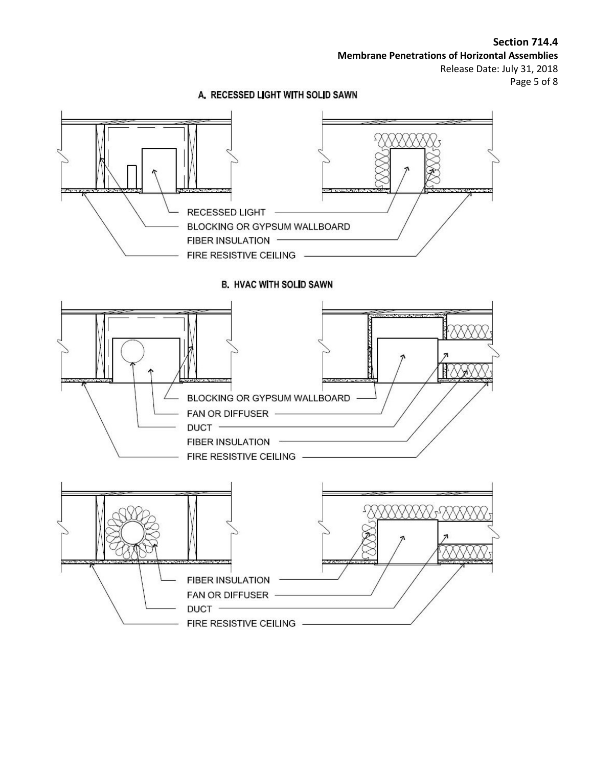A. RECESSED LIGHT WITH SOLID SAWN

RECESSED LIGHT

BLOCKING OR GYPSUM WALLBOARD

FIBER INSULATION

FIRE RESISTIVE CEILING

B. HVAC WITH SOLID SAWN

BLOCKING OR GYPSUM WALLBOARD

FAN OR DIFFUSER

DUCT

FIBER INSULATION

FIRE RESISTIVE CEILING

FIBER INSULATION

FAN OR DIFFUSER

DUCT

FIRE RESISTIVE CEILING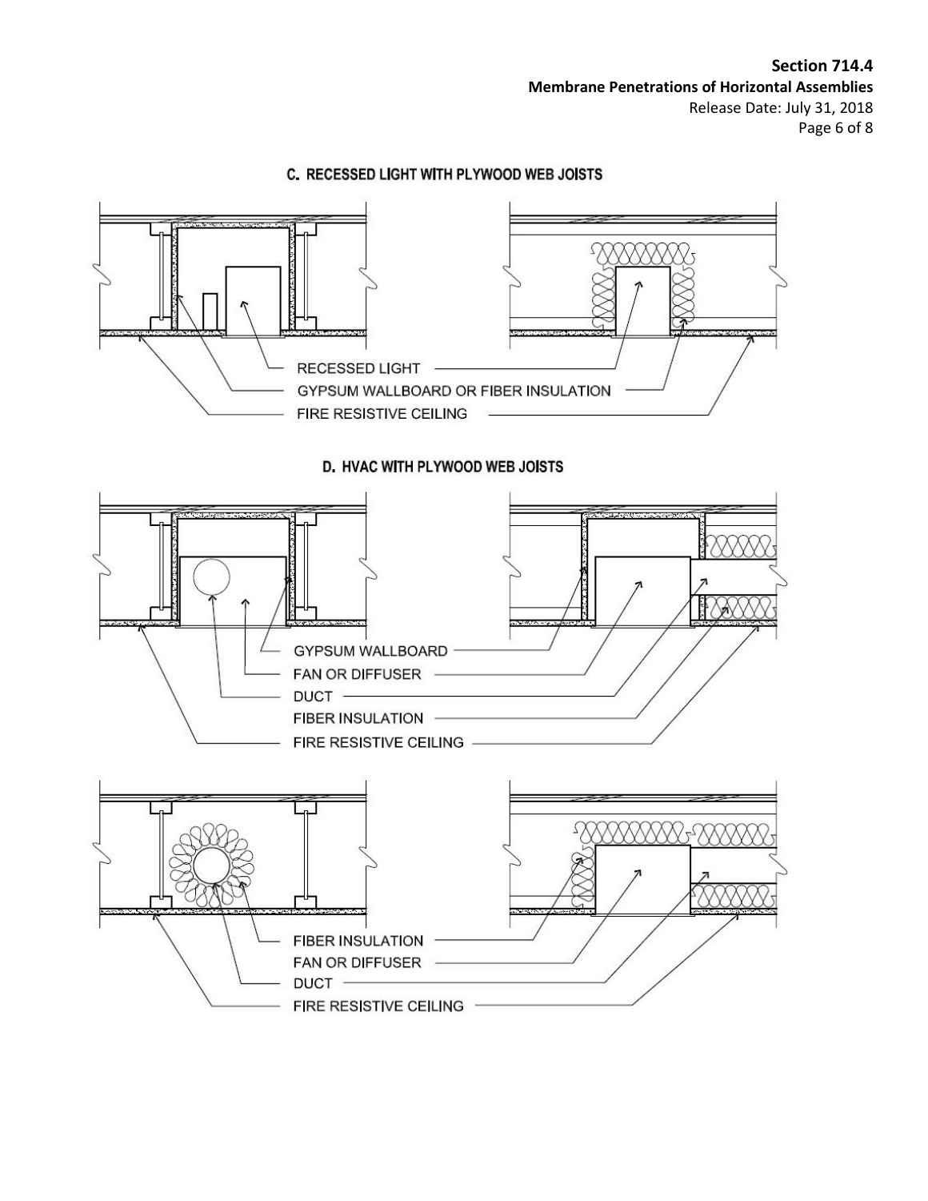### C. RECESSED LIGHT WITH PLYWOOD WEB JOISTS

RECESSED LIGHT

GYPSUM WALLBOARD OR FIBER INSULATION

FIRE RESISTIVE CEILING

### D. HVAC WITH PLYWOOD WEB JOISTS

GYPSUM WALLBOARD

FAN OR DIFFUSER

DUCT

FIBER INSULATION

FIRE RESISTIVE CEILING

FIBER INSULATION

FAN OR DIFFUSER

DUCT

FIRE RESISTIVE CEILING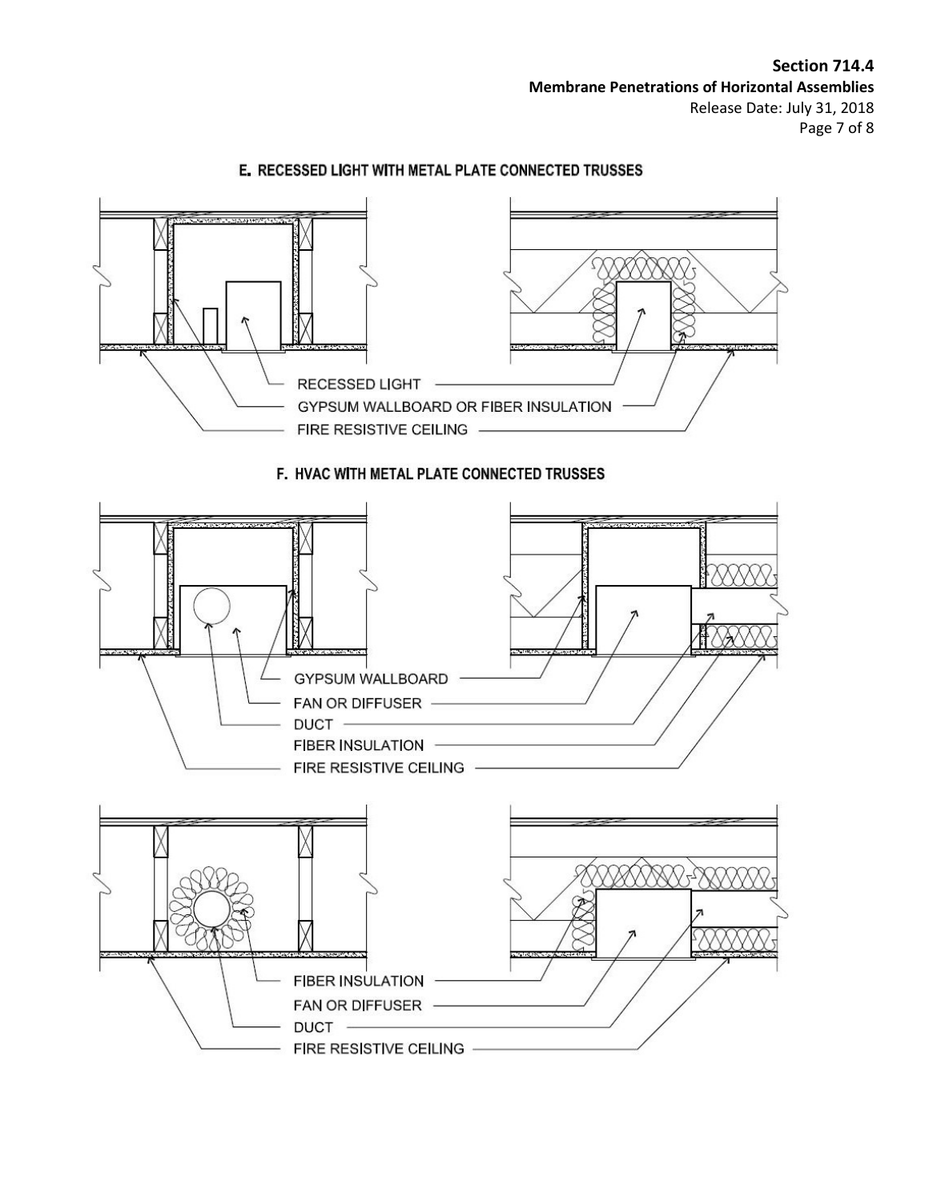## E. RECESSED LIGHT WITH METAL PLATE CONNECTED TRUSSES

RECESSED LIGHT

GYPSUM WALLBOARD OR FIBER INSULATION

FIRE RESISTIVE CEILING

## F. HVAC WITH METAL PLATE CONNECTED TRUSSES

GYPSUM WALLBOARD

FAN OR DIFFUSER

DUCT

FIBER INSULATION

FIRE RESISTIVE CEILING

FIBER INSULATION

FAN OR DIFFUSER

DUCT

FIRE RESISTIVE CEILING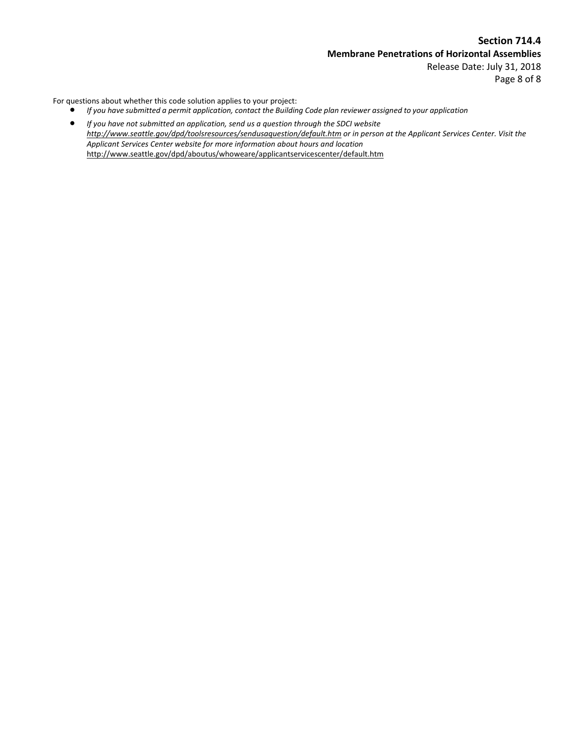For questions about whether this code solution applies to your project:

- *If you have submitted a permit application, contact the Building Code plan reviewer assigned to your application*
- *If you have not submitted an application, send us a question through the SDCI website http://www.seattle.gov/dpd/toolsresources/sendusaquestion/default.htm or in person at the Applicant Services Center. Visit the Applicant Services Center website for more information about hours and location* http://www.seattle.gov/dpd/aboutus/whoweare/applicantservicescenter/default.htm